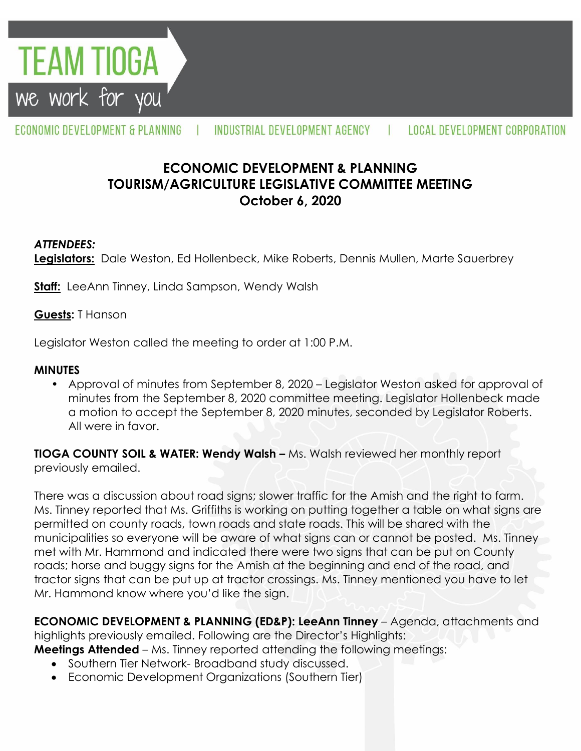TEAM TIOGA
we work for you

ECONOMIC DEVELOPMENT & PLANNING | INDUSTRIAL DEVELOPMENT AGENCY | LOCAL DEVELOPMENT CORPORATION

# ECONOMIC DEVELOPMENT & PLANNING
# TOURISM/AGRICULTURE LEGISLATIVE COMMITTEE MEETING
# October 6, 2020

***ATTENDEES:***
**Legislators:** Dale Weston, Ed Hollenbeck, Mike Roberts, Dennis Mullen, Marte Sauerbrey

**Staff:** LeeAnn Tinney, Linda Sampson, Wendy Walsh

**Guests:** T Hanson

Legislator Weston called the meeting to order at 1:00 P.M.

**MINUTES**

- Approval of minutes from September 8, 2020 – Legislator Weston asked for approval of minutes from the September 8, 2020 committee meeting. Legislator Hollenbeck made a motion to accept the September 8, 2020 minutes, seconded by Legislator Roberts. All were in favor.

**TIOGA COUNTY SOIL & WATER: Wendy Walsh –** Ms. Walsh reviewed her monthly report previously emailed.

There was a discussion about road signs; slower traffic for the Amish and the right to farm. Ms. Tinney reported that Ms. Griffiths is working on putting together a table on what signs are permitted on county roads, town roads and state roads. This will be shared with the municipalities so everyone will be aware of what signs can or cannot be posted. Ms. Tinney met with Mr. Hammond and indicated there were two signs that can be put on County roads; horse and buggy signs for the Amish at the beginning and end of the road, and tractor signs that can be put up at tractor crossings. Ms. Tinney mentioned you have to let Mr. Hammond know where you'd like the sign.

**ECONOMIC DEVELOPMENT & PLANNING (ED&P): LeeAnn Tinney** – Agenda, attachments and highlights previously emailed. Following are the Director's Highlights:
**Meetings Attended** – Ms. Tinney reported attending the following meetings:

- Southern Tier Network- Broadband study discussed.
- Economic Development Organizations (Southern Tier)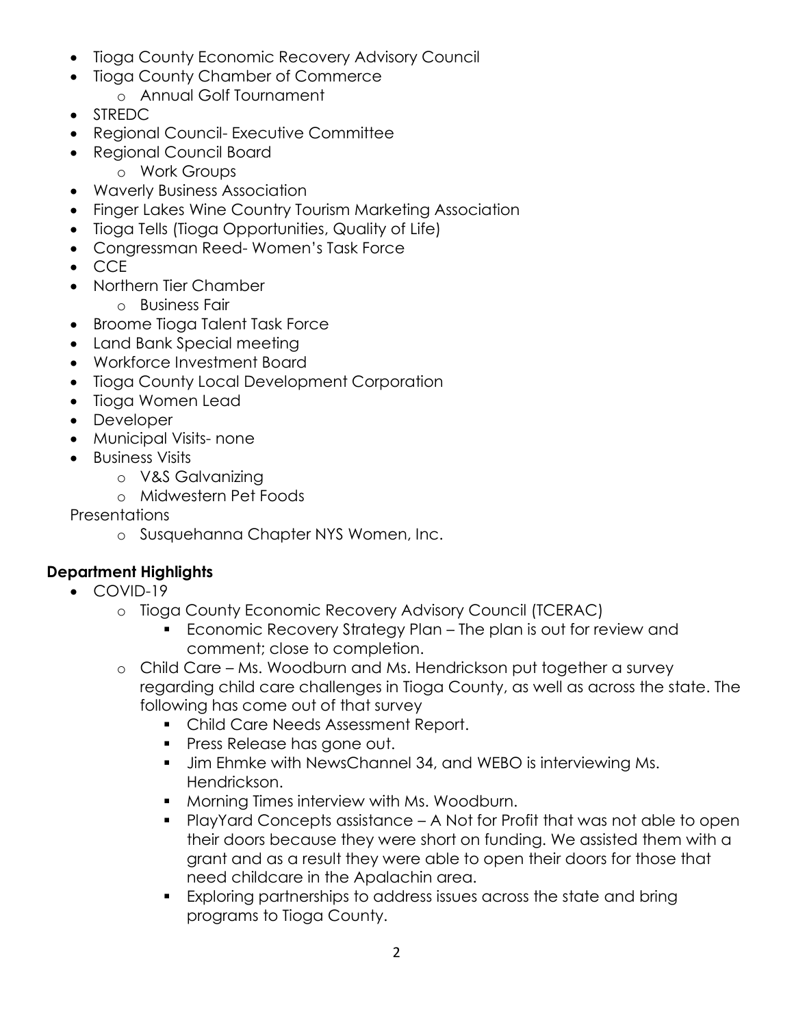- Tioga County Economic Recovery Advisory Council
- Tioga County Chamber of Commerce
    - Annual Golf Tournament
- STREDC
- Regional Council- Executive Committee
- Regional Council Board
    - Work Groups
- Waverly Business Association
- Finger Lakes Wine Country Tourism Marketing Association
- Tioga Tells (Tioga Opportunities, Quality of Life)
- Congressman Reed- Women's Task Force
- CCE
- Northern Tier Chamber
    - Business Fair
- Broome Tioga Talent Task Force
- Land Bank Special meeting
- Workforce Investment Board
- Tioga County Local Development Corporation
- Tioga Women Lead
- Developer
- Municipal Visits- none
- Business Visits
    - V&S Galvanizing
    - Midwestern Pet Foods

Presentations

- Susquehanna Chapter NYS Women, Inc.

## Department Highlights

- COVID-19
    - Tioga County Economic Recovery Advisory Council (TCERAC)
        - Economic Recovery Strategy Plan – The plan is out for review and comment; close to completion.
    - Child Care – Ms. Woodburn and Ms. Hendrickson put together a survey regarding child care challenges in Tioga County, as well as across the state. The following has come out of that survey
        - Child Care Needs Assessment Report.
        - Press Release has gone out.
        - Jim Ehmke with NewsChannel 34, and WEBO is interviewing Ms. Hendrickson.
        - Morning Times interview with Ms. Woodburn.
        - PlayYard Concepts assistance – A Not for Profit that was not able to open their doors because they were short on funding. We assisted them with a grant and as a result they were able to open their doors for those that need childcare in the Apalachin area.
        - Exploring partnerships to address issues across the state and bring programs to Tioga County.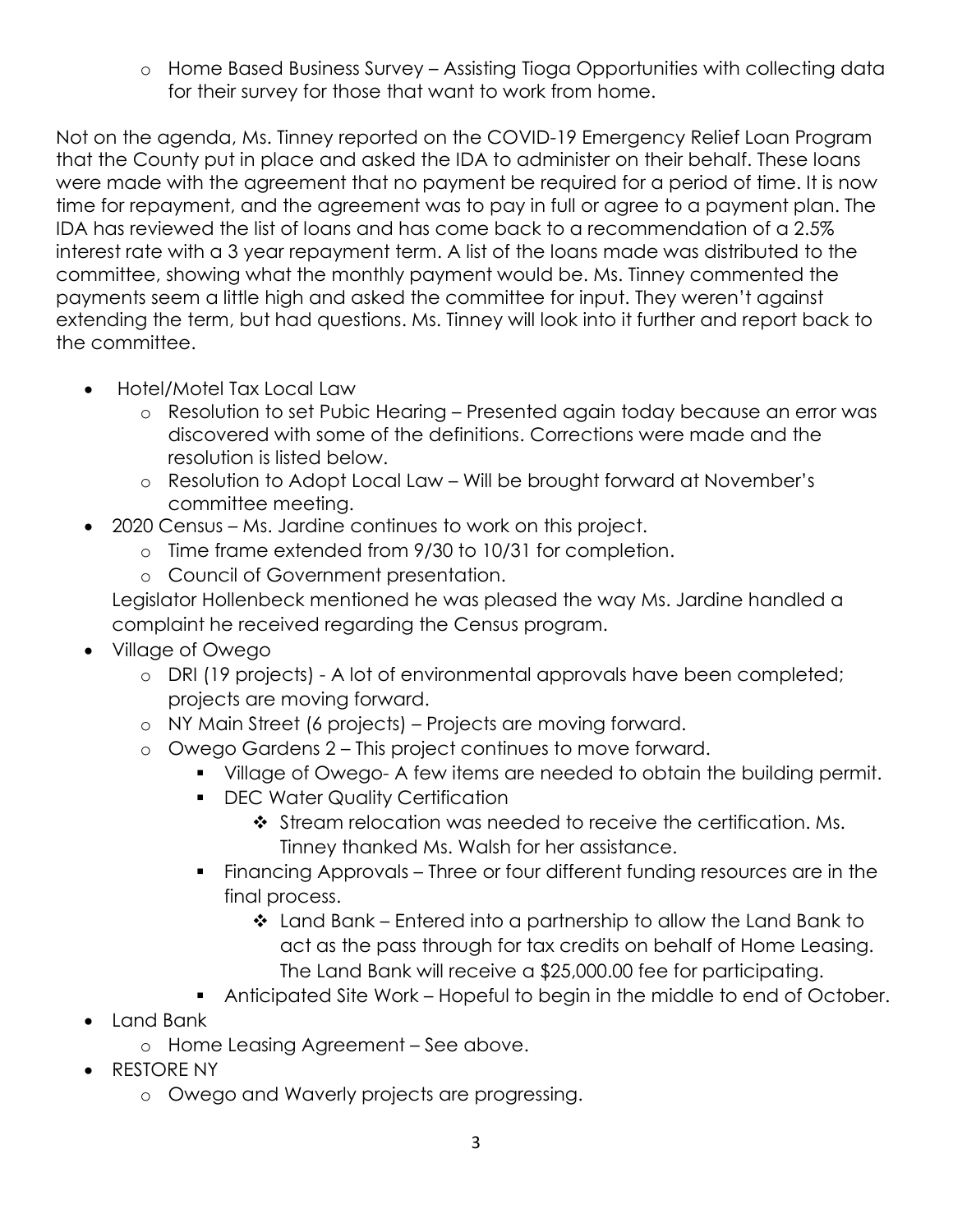- Home Based Business Survey – Assisting Tioga Opportunities with collecting data for their survey for those that want to work from home.

Not on the agenda, Ms. Tinney reported on the COVID-19 Emergency Relief Loan Program that the County put in place and asked the IDA to administer on their behalf. These loans were made with the agreement that no payment be required for a period of time. It is now time for repayment, and the agreement was to pay in full or agree to a payment plan. The IDA has reviewed the list of loans and has come back to a recommendation of a 2.5% interest rate with a 3 year repayment term. A list of the loans made was distributed to the committee, showing what the monthly payment would be. Ms. Tinney commented the payments seem a little high and asked the committee for input. They weren't against extending the term, but had questions. Ms. Tinney will look into it further and report back to the committee.

- Hotel/Motel Tax Local Law
  - Resolution to set Pubic Hearing – Presented again today because an error was discovered with some of the definitions. Corrections were made and the resolution is listed below.
  - Resolution to Adopt Local Law – Will be brought forward at November's committee meeting.
- 2020 Census – Ms. Jardine continues to work on this project.
  - Time frame extended from 9/30 to 10/31 for completion.
  - Council of Government presentation.

  Legislator Hollenbeck mentioned he was pleased the way Ms. Jardine handled a complaint he received regarding the Census program.
- Village of Owego
  - DRI (19 projects) - A lot of environmental approvals have been completed; projects are moving forward.
  - NY Main Street (6 projects) – Projects are moving forward.
  - Owego Gardens 2 – This project continues to move forward.
    - Village of Owego- A few items are needed to obtain the building permit.
    - DEC Water Quality Certification
      - Stream relocation was needed to receive the certification. Ms. Tinney thanked Ms. Walsh for her assistance.
    - Financing Approvals – Three or four different funding resources are in the final process.
      - Land Bank – Entered into a partnership to allow the Land Bank to act as the pass through for tax credits on behalf of Home Leasing. The Land Bank will receive a $25,000.00 fee for participating.
    - Anticipated Site Work – Hopeful to begin in the middle to end of October.
- Land Bank
  - Home Leasing Agreement – See above.
- RESTORE NY
  - Owego and Waverly projects are progressing.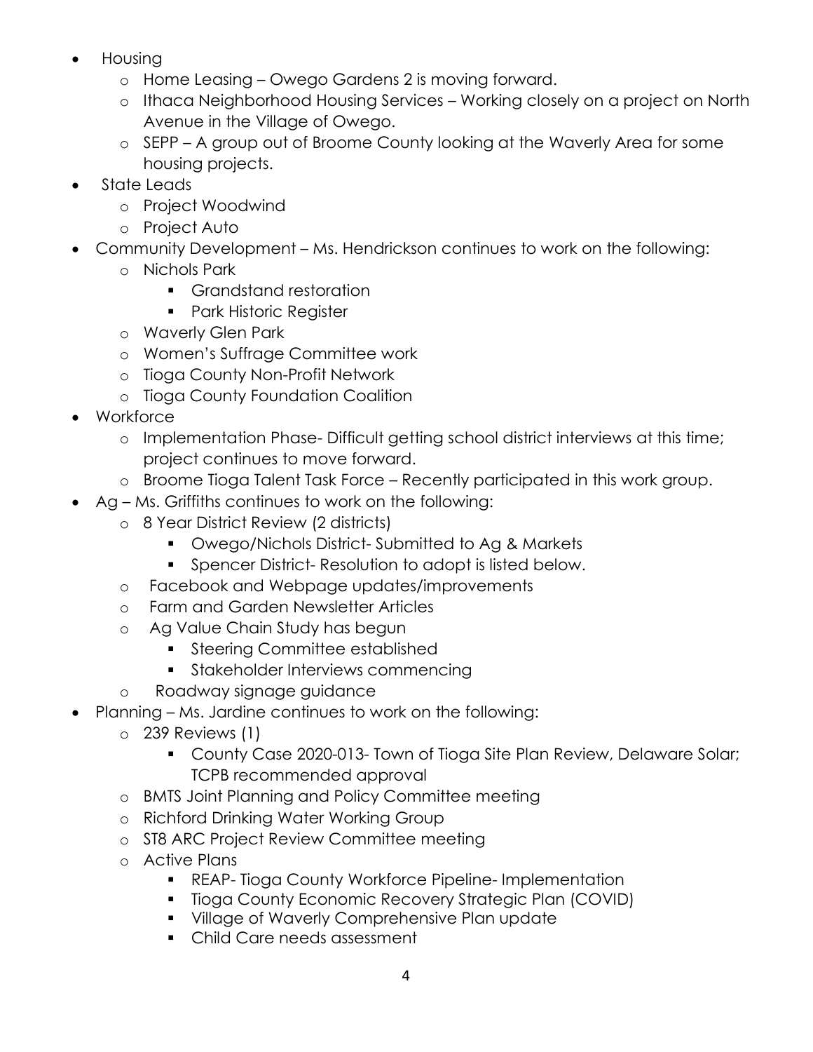- Housing
  - Home Leasing – Owego Gardens 2 is moving forward.
  - Ithaca Neighborhood Housing Services – Working closely on a project on North Avenue in the Village of Owego.
  - SEPP – A group out of Broome County looking at the Waverly Area for some housing projects.
- State Leads
  - Project Woodwind
  - Project Auto
- Community Development – Ms. Hendrickson continues to work on the following:
  - Nichols Park
    - Grandstand restoration
    - Park Historic Register
  - Waverly Glen Park
  - Women's Suffrage Committee work
  - Tioga County Non-Profit Network
  - Tioga County Foundation Coalition
- Workforce
  - Implementation Phase- Difficult getting school district interviews at this time; project continues to move forward.
  - Broome Tioga Talent Task Force – Recently participated in this work group.
- Ag – Ms. Griffiths continues to work on the following:
  - 8 Year District Review (2 districts)
    - Owego/Nichols District- Submitted to Ag & Markets
    - Spencer District- Resolution to adopt is listed below.
  - Facebook and Webpage updates/improvements
  - Farm and Garden Newsletter Articles
  - Ag Value Chain Study has begun
    - Steering Committee established
    - Stakeholder Interviews commencing
  - Roadway signage guidance
- Planning – Ms. Jardine continues to work on the following:
  - 239 Reviews (1)
    - County Case 2020-013- Town of Tioga Site Plan Review, Delaware Solar; TCPB recommended approval
  - BMTS Joint Planning and Policy Committee meeting
  - Richford Drinking Water Working Group
  - ST8 ARC Project Review Committee meeting
  - Active Plans
    - REAP- Tioga County Workforce Pipeline- Implementation
    - Tioga County Economic Recovery Strategic Plan (COVID)
    - Village of Waverly Comprehensive Plan update
    - Child Care needs assessment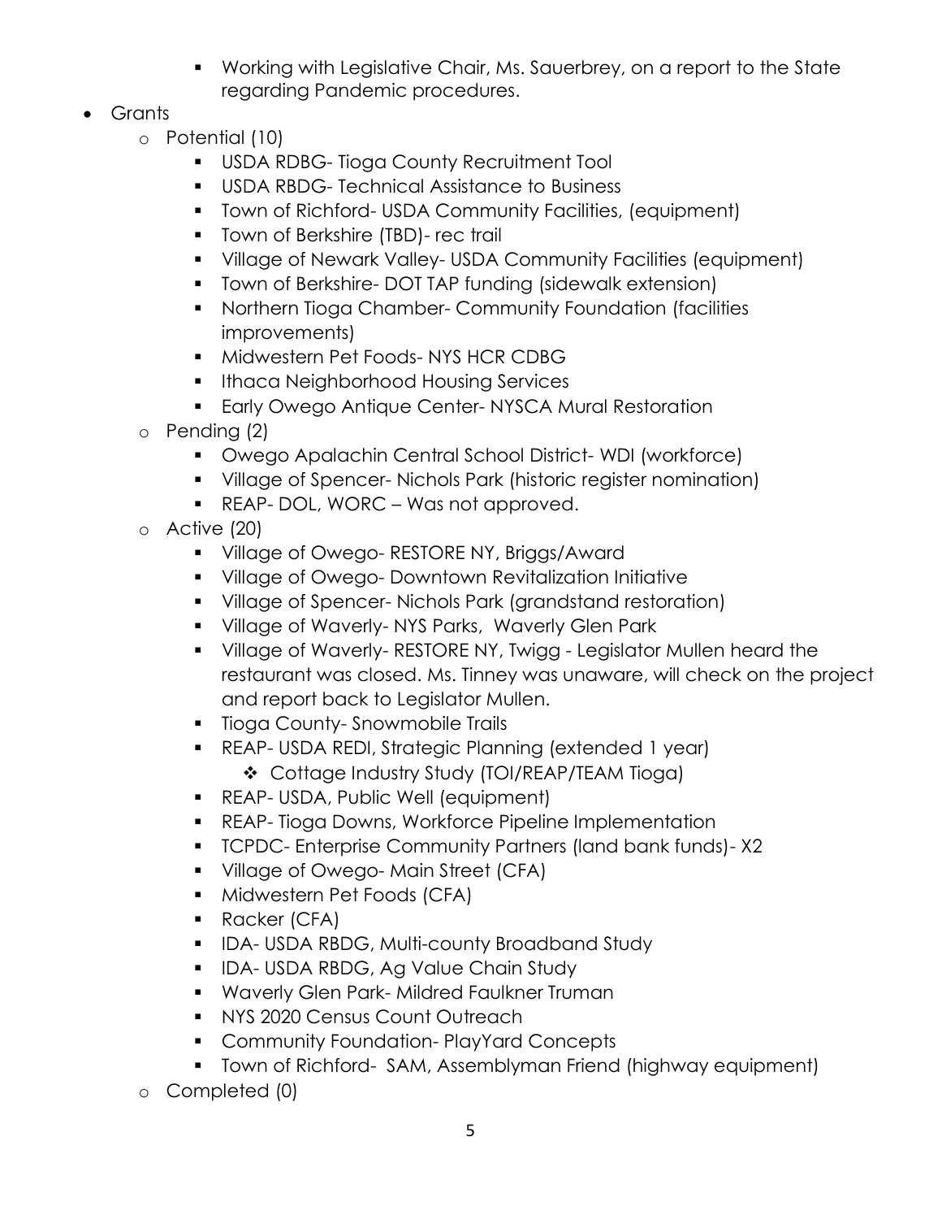- Working with Legislative Chair, Ms. Sauerbrey, on a report to the State regarding Pandemic procedures.

- Grants
  - Potential (10)
    - USDA RDBG- Tioga County Recruitment Tool
    - USDA RBDG- Technical Assistance to Business
    - Town of Richford- USDA Community Facilities, (equipment)
    - Town of Berkshire (TBD)- rec trail
    - Village of Newark Valley- USDA Community Facilities (equipment)
    - Town of Berkshire- DOT TAP funding (sidewalk extension)
    - Northern Tioga Chamber- Community Foundation (facilities improvements)
    - Midwestern Pet Foods- NYS HCR CDBG
    - Ithaca Neighborhood Housing Services
    - Early Owego Antique Center- NYSCA Mural Restoration
  - Pending (2)
    - Owego Apalachin Central School District- WDI (workforce)
    - Village of Spencer- Nichols Park (historic register nomination)
    - REAP- DOL, WORC – Was not approved.
  - Active (20)
    - Village of Owego- RESTORE NY, Briggs/Award
    - Village of Owego- Downtown Revitalization Initiative
    - Village of Spencer- Nichols Park (grandstand restoration)
    - Village of Waverly- NYS Parks, Waverly Glen Park
    - Village of Waverly- RESTORE NY, Twigg - Legislator Mullen heard the restaurant was closed. Ms. Tinney was unaware, will check on the project and report back to Legislator Mullen.
    - Tioga County- Snowmobile Trails
    - REAP- USDA REDI, Strategic Planning (extended 1 year)
      - Cottage Industry Study (TOI/REAP/TEAM Tioga)
    - REAP- USDA, Public Well (equipment)
    - REAP- Tioga Downs, Workforce Pipeline Implementation
    - TCPDC- Enterprise Community Partners (land bank funds)- X2
    - Village of Owego- Main Street (CFA)
    - Midwestern Pet Foods (CFA)
    - Racker (CFA)
    - IDA- USDA RBDG, Multi-county Broadband Study
    - IDA- USDA RBDG, Ag Value Chain Study
    - Waverly Glen Park- Mildred Faulkner Truman
    - NYS 2020 Census Count Outreach
    - Community Foundation- PlayYard Concepts
    - Town of Richford- SAM, Assemblyman Friend (highway equipment)
  - Completed (0)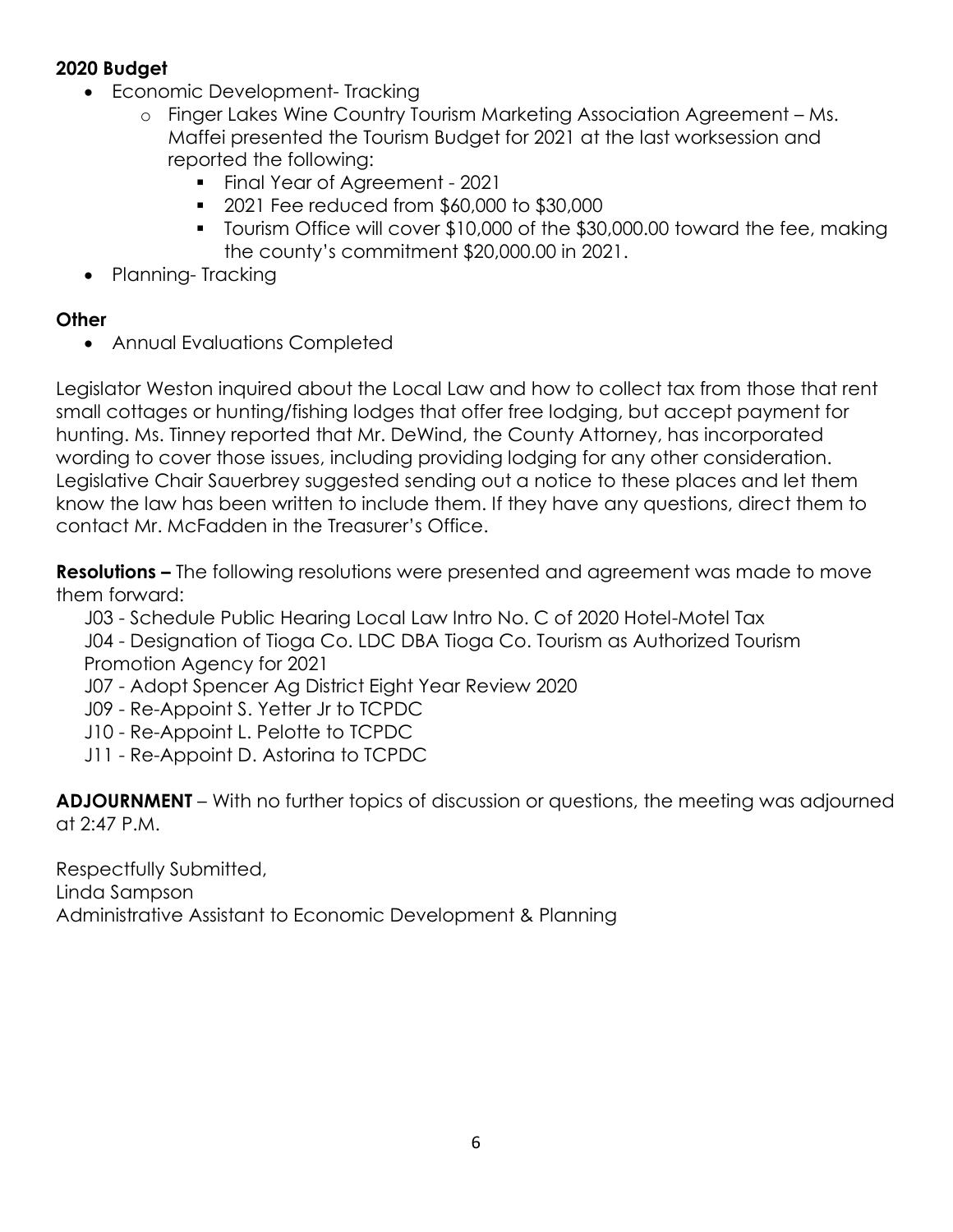**2020 Budget**

- Economic Development- Tracking
  - Finger Lakes Wine Country Tourism Marketing Association Agreement – Ms. Maffei presented the Tourism Budget for 2021 at the last worksession and reported the following:
    - Final Year of Agreement - 2021
    - 2021 Fee reduced from $60,000 to $30,000
    - Tourism Office will cover $10,000 of the $30,000.00 toward the fee, making the county's commitment $20,000.00 in 2021.
- Planning- Tracking

**Other**

- Annual Evaluations Completed

Legislator Weston inquired about the Local Law and how to collect tax from those that rent small cottages or hunting/fishing lodges that offer free lodging, but accept payment for hunting. Ms. Tinney reported that Mr. DeWind, the County Attorney, has incorporated wording to cover those issues, including providing lodging for any other consideration. Legislative Chair Sauerbrey suggested sending out a notice to these places and let them know the law has been written to include them. If they have any questions, direct them to contact Mr. McFadden in the Treasurer's Office.

**Resolutions –** The following resolutions were presented and agreement was made to move them forward:

J03 - Schedule Public Hearing Local Law Intro No. C of 2020 Hotel-Motel Tax
J04 - Designation of Tioga Co. LDC DBA Tioga Co. Tourism as Authorized Tourism Promotion Agency for 2021
J07 - Adopt Spencer Ag District Eight Year Review 2020
J09 - Re-Appoint S. Yetter Jr to TCPDC
J10 - Re-Appoint L. Pelotte to TCPDC
J11 - Re-Appoint D. Astorina to TCPDC

**ADJOURNMENT** – With no further topics of discussion or questions, the meeting was adjourned at 2:47 P.M.

Respectfully Submitted,
Linda Sampson
Administrative Assistant to Economic Development & Planning